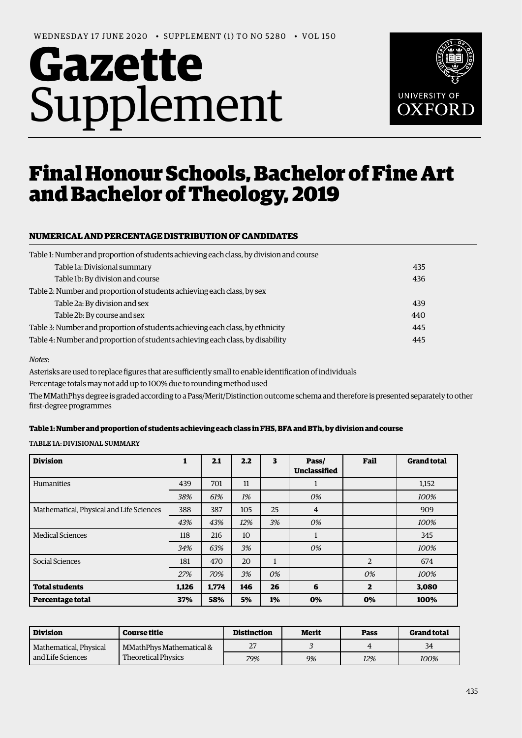WEDNESDAY 17 JUNE 2020 • SUPPLEMENT (1) TO NO 5280 • VOL 150

# Gazette Supplement

UNIVERSITY OF OXFORD

# Final Honour Schools, Bachelor of Fine Art and Bachelor of Theology, 2019

## NUMERICAL AND PERCENTAGE DISTRIBUTION OF CANDIDATES

| | |
|---|---|
| Table 1: Number and proportion of students achieving each class, by division and course | |
| Table 1a: Divisional summary | 435 |
| Table 1b: By division and course | 436 |
| Table 2: Number and proportion of students achieving each class, by sex | |
| Table 2a: By division and sex | 439 |
| Table 2b: By course and sex | 440 |
| Table 3: Number and proportion of students achieving each class, by ethnicity | 445 |
| Table 4: Number and proportion of students achieving each class, by disability | 445 |

*Notes*:

Asterisks are used to replace figures that are sufficiently small to enable identification of individuals

Percentage totals may not add up to 100% due to rounding method used

The MMathPhys degree is graded according to a Pass/Merit/Distinction outcome schema and therefore is presented separately to other first-degree programmes

#### Table 1: Number and proportion of students achieving each class in FHS, BFA and BTh, by division and course

TABLE 1A: DIVISIONAL SUMMARY

| Division | 1 | 2.1 | 2.2 | 3 | Pass/ Unclassified | Fail | Grand total |
|---|---|---|---|---|---|---|---|
| Humanities | 439 | 701 | 11 | | 1 | | 1,152 |
| | *38%* | *61%* | *1%* | | *0%* | | *100%* |
| Mathematical, Physical and Life Sciences | 388 | 387 | 105 | 25 | 4 | | 909 |
| | *43%* | *43%* | *12%* | *3%* | *0%* | | *100%* |
| Medical Sciences | 118 | 216 | 10 | | 1 | | 345 |
| | *34%* | *63%* | *3%* | | *0%* | | *100%* |
| Social Sciences | 181 | 470 | 20 | 1 | | 2 | 674 |
| | *27%* | *70%* | *3%* | *0%* | | *0%* | *100%* |
| **Total students** | **1,126** | **1,774** | **146** | **26** | **6** | **2** | **3,080** |
| **Percentage total** | **37%** | **58%** | **5%** | **1%** | **0%** | **0%** | **100%** |

| Division | Course title | Distinction | Merit | Pass | Grand total |
|---|---|---|---|---|---|
| Mathematical, Physical and Life Sciences | MMathPhys Mathematical & Theoretical Physics | 27 | *3* | 4 | 34 |
| | | *79%* | *9%* | *12%* | *100%* |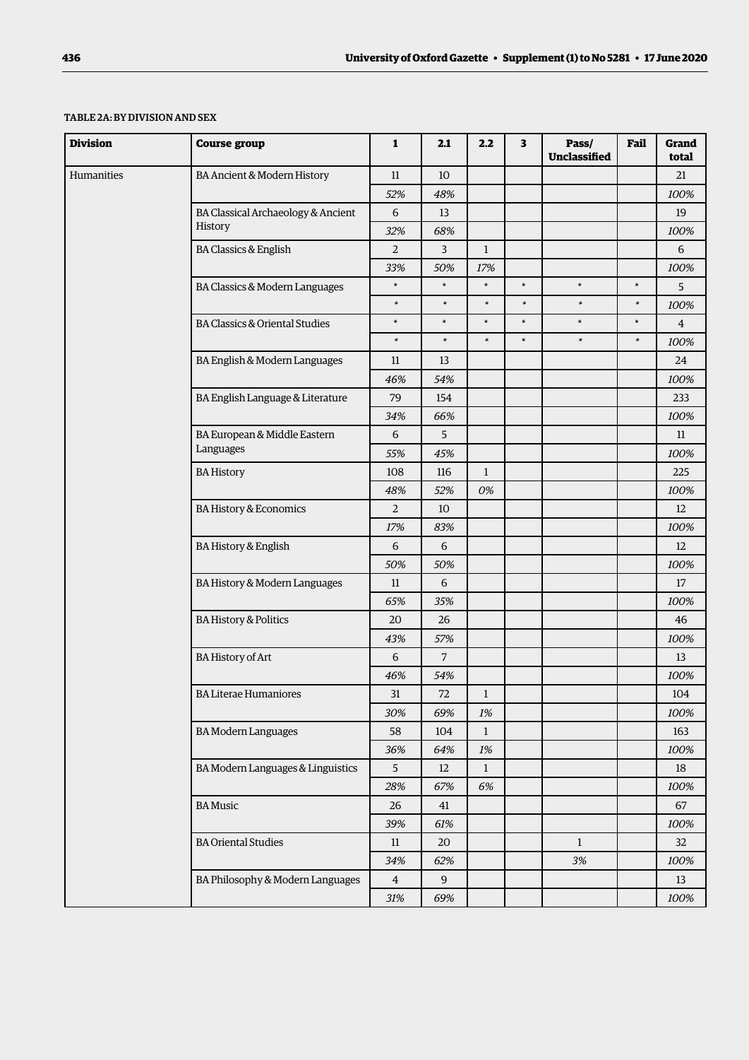TABLE 2A: BY DIVISION AND SEX

| Division | Course group | 1 | 2.1 | 2.2 | 3 | Pass/ Unclassified | Fail | Grand total |
|---|---|---|---|---|---|---|---|---|
| Humanities | BA Ancient & Modern History | 11 | 10 | | | | | 21 |
| | | *52%* | *48%* | | | | | *100%* |
| | BA Classical Archaeology & Ancient History | 6 | 13 | | | | | 19 |
| | | *32%* | *68%* | | | | | *100%* |
| | BA Classics & English | 2 | 3 | 1 | | | | 6 |
| | | *33%* | *50%* | *17%* | | | | *100%* |
| | BA Classics & Modern Languages | * | * | * | * | * | * | 5 |
| | | * | * | * | * | * | * | *100%* |
| | BA Classics & Oriental Studies | * | * | * | * | * | * | 4 |
| | | * | * | * | * | * | * | *100%* |
| | BA English & Modern Languages | 11 | 13 | | | | | 24 |
| | | *46%* | *54%* | | | | | *100%* |
| | BA English Language & Literature | 79 | 154 | | | | | 233 |
| | | *34%* | *66%* | | | | | *100%* |
| | BA European & Middle Eastern Languages | 6 | 5 | | | | | 11 |
| | | *55%* | *45%* | | | | | *100%* |
| | BA History | 108 | 116 | 1 | | | | 225 |
| | | *48%* | *52%* | *0%* | | | | *100%* |
| | BA History & Economics | 2 | 10 | | | | | 12 |
| | | *17%* | *83%* | | | | | *100%* |
| | BA History & English | 6 | 6 | | | | | 12 |
| | | *50%* | *50%* | | | | | *100%* |
| | BA History & Modern Languages | 11 | 6 | | | | | 17 |
| | | *65%* | *35%* | | | | | *100%* |
| | BA History & Politics | 20 | 26 | | | | | 46 |
| | | *43%* | *57%* | | | | | *100%* |
| | BA History of Art | 6 | 7 | | | | | 13 |
| | | *46%* | *54%* | | | | | *100%* |
| | BA Literae Humaniores | 31 | 72 | 1 | | | | 104 |
| | | *30%* | *69%* | *1%* | | | | *100%* |
| | BA Modern Languages | 58 | 104 | 1 | | | | 163 |
| | | *36%* | *64%* | *1%* | | | | *100%* |
| | BA Modern Languages & Linguistics | 5 | 12 | 1 | | | | 18 |
| | | *28%* | *67%* | *6%* | | | | *100%* |
| | BA Music | 26 | 41 | | | | | 67 |
| | | *39%* | *61%* | | | | | *100%* |
| | BA Oriental Studies | 11 | 20 | | | 1 | | 32 |
| | | *34%* | *62%* | | | *3%* | | *100%* |
| | BA Philosophy & Modern Languages | 4 | 9 | | | | | 13 |
| | | *31%* | *69%* | | | | | *100%* |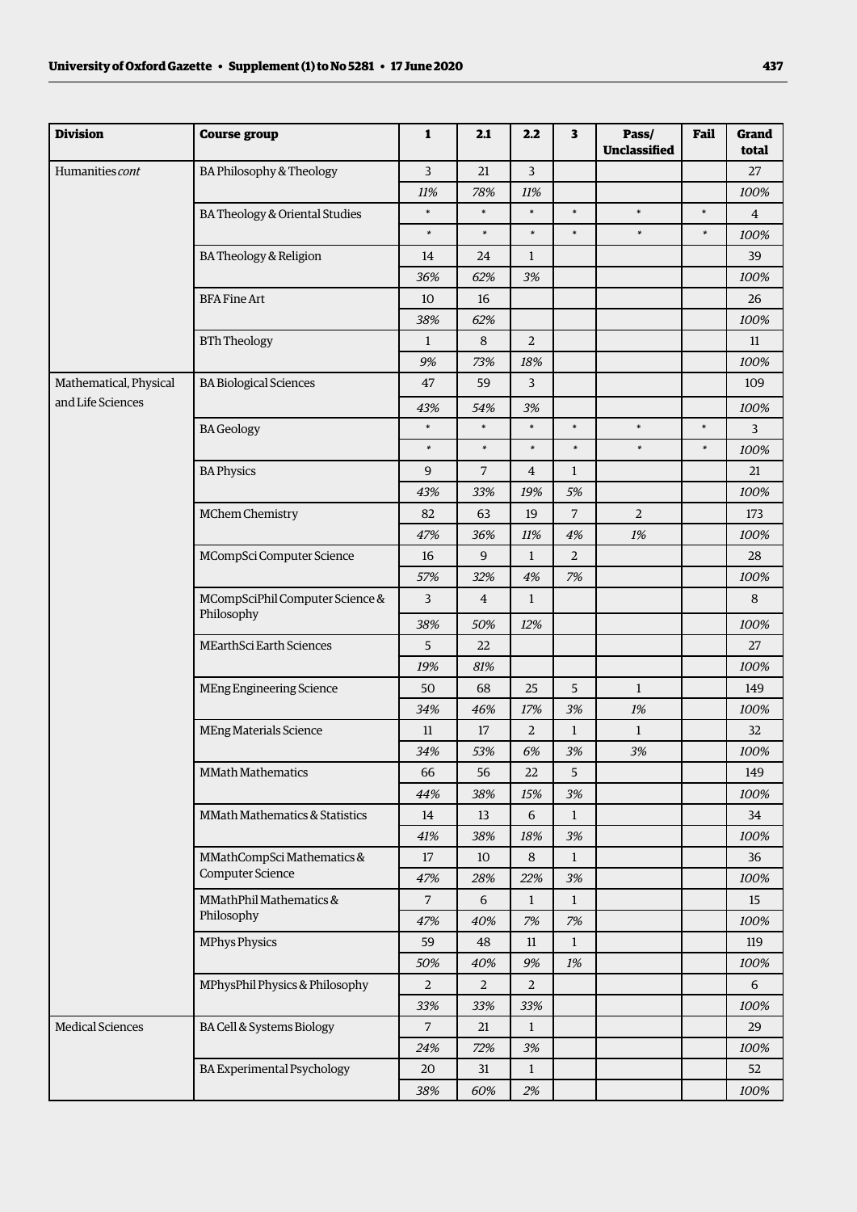| Division | Course group | 1 | 2.1 | 2.2 | 3 | Pass/ Unclassified | Fail | Grand total |
|---|---|---|---|---|---|---|---|---|
| Humanities *cont* | BA Philosophy & Theology | 3 | 21 | 3 | | | | 27 |
| | | *11%* | *78%* | *11%* | | | | *100%* |
| | BA Theology & Oriental Studies | * | * | * | * | * | * | 4 |
| | | * | * | * | * | * | * | *100%* |
| | BA Theology & Religion | 14 | 24 | 1 | | | | 39 |
| | | *36%* | *62%* | *3%* | | | | *100%* |
| | BFA Fine Art | 10 | 16 | | | | | 26 |
| | | *38%* | *62%* | | | | | *100%* |
| | BTh Theology | 1 | 8 | 2 | | | | 11 |
| | | *9%* | *73%* | *18%* | | | | *100%* |
| Mathematical, Physical and Life Sciences | BA Biological Sciences | 47 | 59 | 3 | | | | 109 |
| | | *43%* | *54%* | *3%* | | | | *100%* |
| | BA Geology | * | * | * | * | * | * | 3 |
| | | * | * | * | * | * | * | *100%* |
| | BA Physics | 9 | 7 | 4 | 1 | | | 21 |
| | | *43%* | *33%* | *19%* | *5%* | | | *100%* |
| | MChem Chemistry | 82 | 63 | 19 | 7 | 2 | | 173 |
| | | *47%* | *36%* | *11%* | *4%* | *1%* | | *100%* |
| | MCompSci Computer Science | 16 | 9 | 1 | 2 | | | 28 |
| | | *57%* | *32%* | *4%* | *7%* | | | *100%* |
| | MCompSciPhil Computer Science & Philosophy | 3 | 4 | 1 | | | | 8 |
| | | *38%* | *50%* | *12%* | | | | *100%* |
| | MEarthSci Earth Sciences | 5 | 22 | | | | | 27 |
| | | *19%* | *81%* | | | | | *100%* |
| | MEng Engineering Science | 50 | 68 | 25 | 5 | 1 | | 149 |
| | | *34%* | *46%* | *17%* | *3%* | *1%* | | *100%* |
| | MEng Materials Science | 11 | 17 | 2 | 1 | 1 | | 32 |
| | | *34%* | *53%* | *6%* | *3%* | *3%* | | *100%* |
| | MMath Mathematics | 66 | 56 | 22 | 5 | | | 149 |
| | | *44%* | *38%* | *15%* | *3%* | | | *100%* |
| | MMath Mathematics & Statistics | 14 | 13 | 6 | 1 | | | 34 |
| | | *41%* | *38%* | *18%* | *3%* | | | *100%* |
| | MMathCompSci Mathematics & Computer Science | 17 | 10 | 8 | 1 | | | 36 |
| | | *47%* | *28%* | *22%* | *3%* | | | *100%* |
| | MMathPhil Mathematics & Philosophy | 7 | 6 | 1 | 1 | | | 15 |
| | | *47%* | *40%* | *7%* | *7%* | | | *100%* |
| | MPhys Physics | 59 | 48 | 11 | 1 | | | 119 |
| | | *50%* | *40%* | *9%* | *1%* | | | *100%* |
| | MPhysPhil Physics & Philosophy | 2 | 2 | 2 | | | | 6 |
| | | *33%* | *33%* | *33%* | | | | *100%* |
| Medical Sciences | BA Cell & Systems Biology | 7 | 21 | 1 | | | | 29 |
| | | *24%* | *72%* | *3%* | | | | *100%* |
| | BA Experimental Psychology | 20 | 31 | 1 | | | | 52 |
| | | *38%* | *60%* | *2%* | | | | *100%* |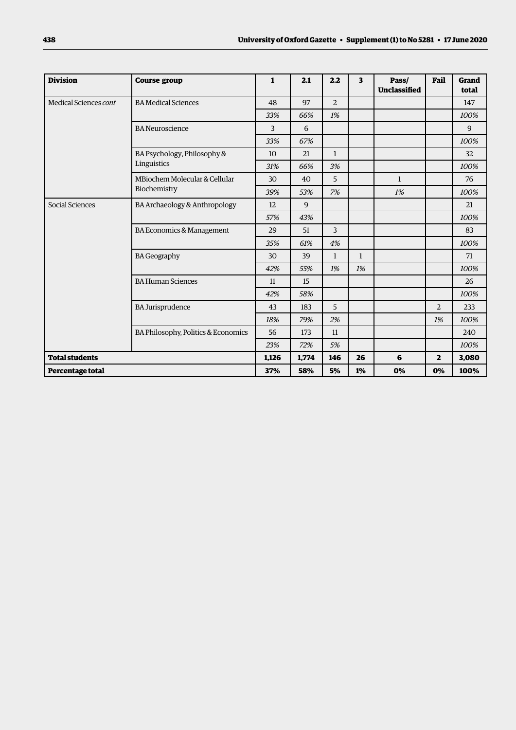| Division | Course group | 1 | 2.1 | 2.2 | 3 | Pass/ Unclassified | Fail | Grand total |
|---|---|---|---|---|---|---|---|---|
| Medical Sciences *cont* | BA Medical Sciences | 48 | 97 | 2 | | | | 147 |
| | | *33%* | *66%* | *1%* | | | | *100%* |
| | BA Neuroscience | 3 | 6 | | | | | 9 |
| | | *33%* | *67%* | | | | | *100%* |
| | BA Psychology, Philosophy & Linguistics | 10 | 21 | 1 | | | | 32 |
| | | *31%* | *66%* | *3%* | | | | *100%* |
| | MBiochem Molecular & Cellular Biochemistry | 30 | 40 | 5 | | 1 | | 76 |
| | | *39%* | *53%* | *7%* | | *1%* | | *100%* |
| Social Sciences | BA Archaeology & Anthropology | 12 | 9 | | | | | 21 |
| | | *57%* | *43%* | | | | | *100%* |
| | BA Economics & Management | 29 | 51 | 3 | | | | 83 |
| | | *35%* | *61%* | *4%* | | | | *100%* |
| | BA Geography | 30 | 39 | 1 | 1 | | | 71 |
| | | *42%* | *55%* | *1%* | *1%* | | | *100%* |
| | BA Human Sciences | 11 | 15 | | | | | 26 |
| | | *42%* | *58%* | | | | | *100%* |
| | BA Jurisprudence | 43 | 183 | 5 | | | 2 | 233 |
| | | *18%* | *79%* | *2%* | | | *1%* | *100%* |
| | BA Philosophy, Politics & Economics | 56 | 173 | 11 | | | | 240 |
| | | *23%* | *72%* | *5%* | | | | *100%* |
| **Total students** | | **1,126** | **1,774** | **146** | **26** | **6** | **2** | **3,080** |
| **Percentage total** | | **37%** | **58%** | **5%** | **1%** | **0%** | **0%** | **100%** |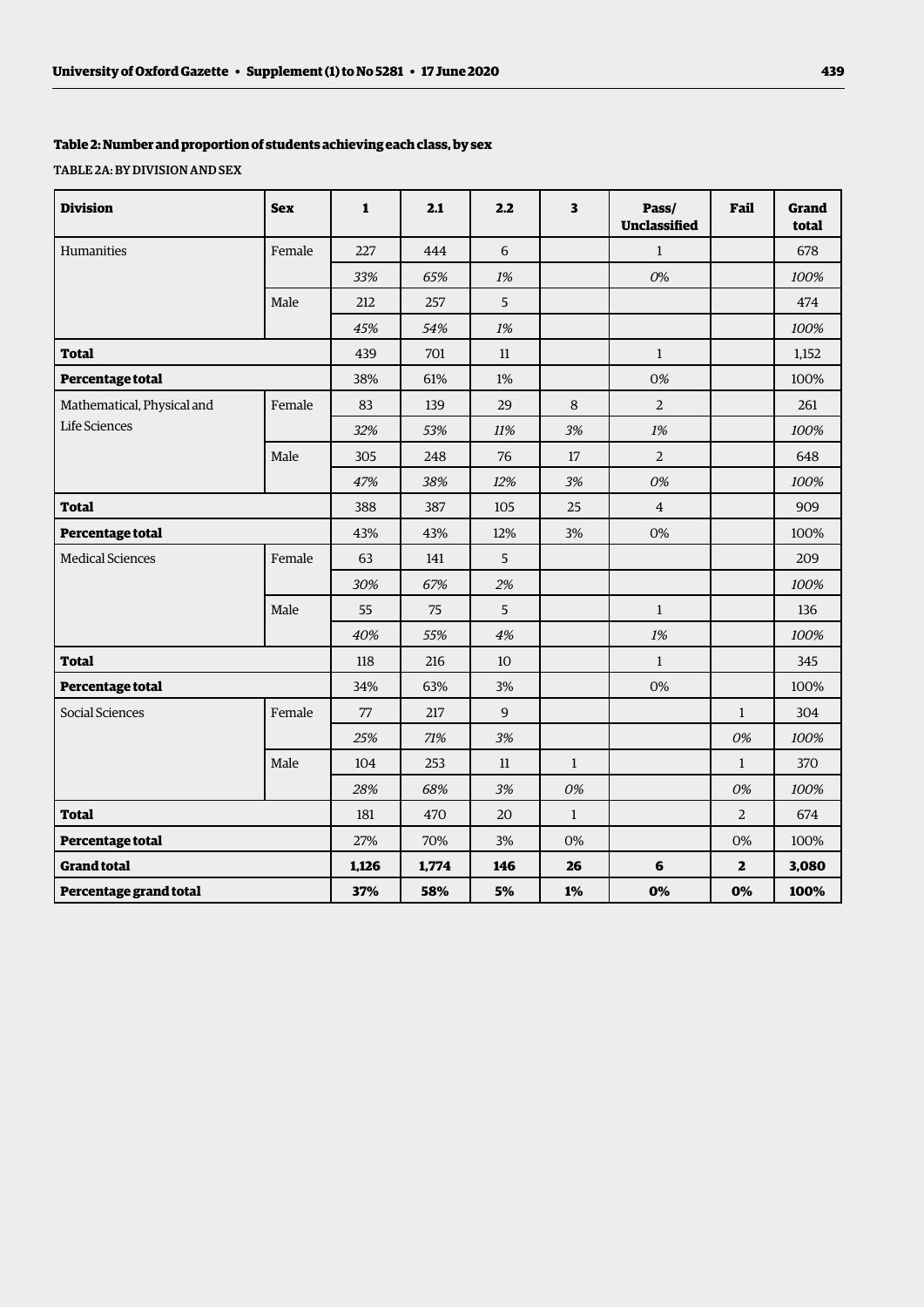### Table 2: Number and proportion of students achieving each class, by sex

TABLE 2A: BY DIVISION AND SEX

| Division | Sex | 1 | 2.1 | 2.2 | 3 | Pass/ Unclassified | Fail | Grand total |
|---|---|---|---|---|---|---|---|---|
| Humanities | Female | 227 | 444 | 6 | | 1 | | 678 |
| | | *33%* | *65%* | *1%* | | *0%* | | *100%* |
| | Male | 212 | 257 | 5 | | | | 474 |
| | | *45%* | *54%* | *1%* | | | | *100%* |
| **Total** | | 439 | 701 | 11 | | 1 | | 1,152 |
| **Percentage total** | | 38% | 61% | 1% | | 0% | | 100% |
| Mathematical, Physical and Life Sciences | Female | 83 | 139 | 29 | 8 | 2 | | 261 |
| | | *32%* | *53%* | *11%* | *3%* | *1%* | | *100%* |
| | Male | 305 | 248 | 76 | 17 | 2 | | 648 |
| | | *47%* | *38%* | *12%* | *3%* | *0%* | | *100%* |
| **Total** | | 388 | 387 | 105 | 25 | 4 | | 909 |
| **Percentage total** | | 43% | 43% | 12% | 3% | 0% | | 100% |
| Medical Sciences | Female | 63 | 141 | 5 | | | | 209 |
| | | *30%* | *67%* | *2%* | | | | *100%* |
| | Male | 55 | 75 | 5 | | 1 | | 136 |
| | | *40%* | *55%* | *4%* | | *1%* | | *100%* |
| **Total** | | 118 | 216 | 10 | | 1 | | 345 |
| **Percentage total** | | 34% | 63% | 3% | | 0% | | 100% |
| Social Sciences | Female | 77 | 217 | 9 | | | 1 | 304 |
| | | *25%* | *71%* | *3%* | | | *0%* | *100%* |
| | Male | 104 | 253 | 11 | 1 | | 1 | 370 |
| | | *28%* | *68%* | *3%* | *0%* | | *0%* | *100%* |
| **Total** | | 181 | 470 | 20 | 1 | | 2 | 674 |
| **Percentage total** | | 27% | 70% | 3% | 0% | | 0% | 100% |
| **Grand total** | | **1,126** | **1,774** | **146** | **26** | **6** | **2** | **3,080** |
| **Percentage grand total** | | **37%** | **58%** | **5%** | **1%** | **0%** | **0%** | **100%** |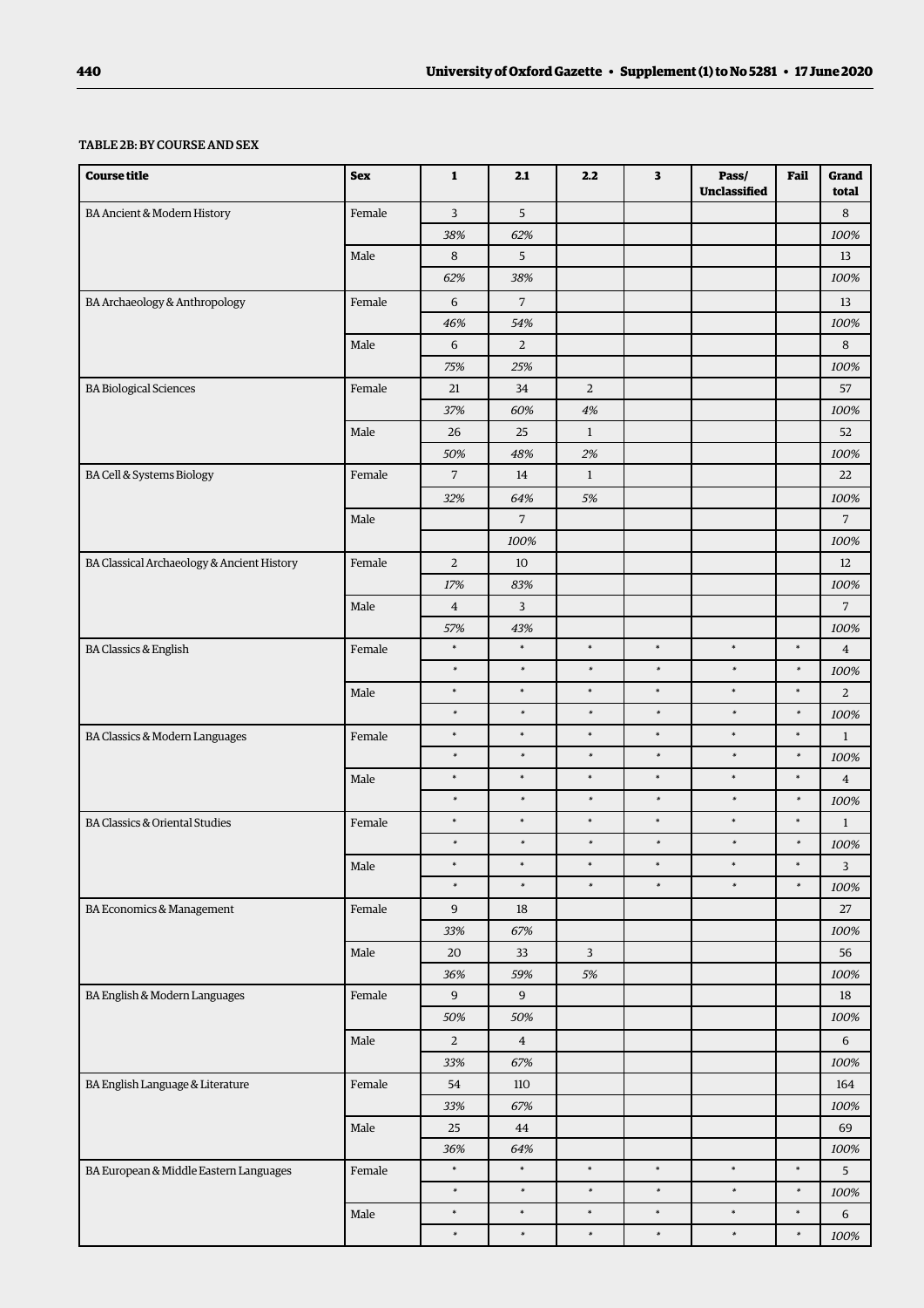TABLE 2B: BY COURSE AND SEX

| Course title | Sex | 1 | 2.1 | 2.2 | 3 | Pass/ Unclassified | Fail | Grand total |
|---|---|---|---|---|---|---|---|---|
| BA Ancient & Modern History | Female | 3 | 5 | | | | | 8 |
| | | *38%* | *62%* | | | | | *100%* |
| | Male | 8 | 5 | | | | | 13 |
| | | *62%* | *38%* | | | | | *100%* |
| BA Archaeology & Anthropology | Female | 6 | 7 | | | | | 13 |
| | | *46%* | *54%* | | | | | *100%* |
| | Male | 6 | 2 | | | | | 8 |
| | | *75%* | *25%* | | | | | *100%* |
| BA Biological Sciences | Female | 21 | 34 | 2 | | | | 57 |
| | | *37%* | *60%* | *4%* | | | | *100%* |
| | Male | 26 | 25 | 1 | | | | 52 |
| | | *50%* | *48%* | *2%* | | | | *100%* |
| BA Cell & Systems Biology | Female | 7 | 14 | 1 | | | | 22 |
| | | *32%* | *64%* | *5%* | | | | *100%* |
| | Male | | 7 | | | | | 7 |
| | | | *100%* | | | | | *100%* |
| BA Classical Archaeology & Ancient History | Female | 2 | 10 | | | | | 12 |
| | | *17%* | *83%* | | | | | *100%* |
| | Male | 4 | 3 | | | | | 7 |
| | | *57%* | *43%* | | | | | *100%* |
| BA Classics & English | Female | * | * | * | * | * | * | 4 |
| | | * | * | * | * | * | * | *100%* |
| | Male | * | * | * | * | * | * | 2 |
| | | * | * | * | * | * | * | *100%* |
| BA Classics & Modern Languages | Female | * | * | * | * | * | * | 1 |
| | | * | * | * | * | * | * | *100%* |
| | Male | * | * | * | * | * | * | 4 |
| | | * | * | * | * | * | * | *100%* |
| BA Classics & Oriental Studies | Female | * | * | * | * | * | * | 1 |
| | | * | * | * | * | * | * | *100%* |
| | Male | * | * | * | * | * | * | 3 |
| | | * | * | * | * | * | * | *100%* |
| BA Economics & Management | Female | 9 | 18 | | | | | 27 |
| | | *33%* | *67%* | | | | | *100%* |
| | Male | 20 | 33 | 3 | | | | 56 |
| | | *36%* | *59%* | *5%* | | | | *100%* |
| BA English & Modern Languages | Female | 9 | 9 | | | | | 18 |
| | | *50%* | *50%* | | | | | *100%* |
| | Male | 2 | 4 | | | | | 6 |
| | | *33%* | *67%* | | | | | *100%* |
| BA English Language & Literature | Female | 54 | 110 | | | | | 164 |
| | | *33%* | *67%* | | | | | *100%* |
| | Male | 25 | 44 | | | | | 69 |
| | | *36%* | *64%* | | | | | *100%* |
| BA European & Middle Eastern Languages | Female | * | * | * | * | * | * | 5 |
| | | * | * | * | * | * | * | *100%* |
| | Male | * | * | * | * | * | * | 6 |
| | | * | * | * | * | * | * | *100%* |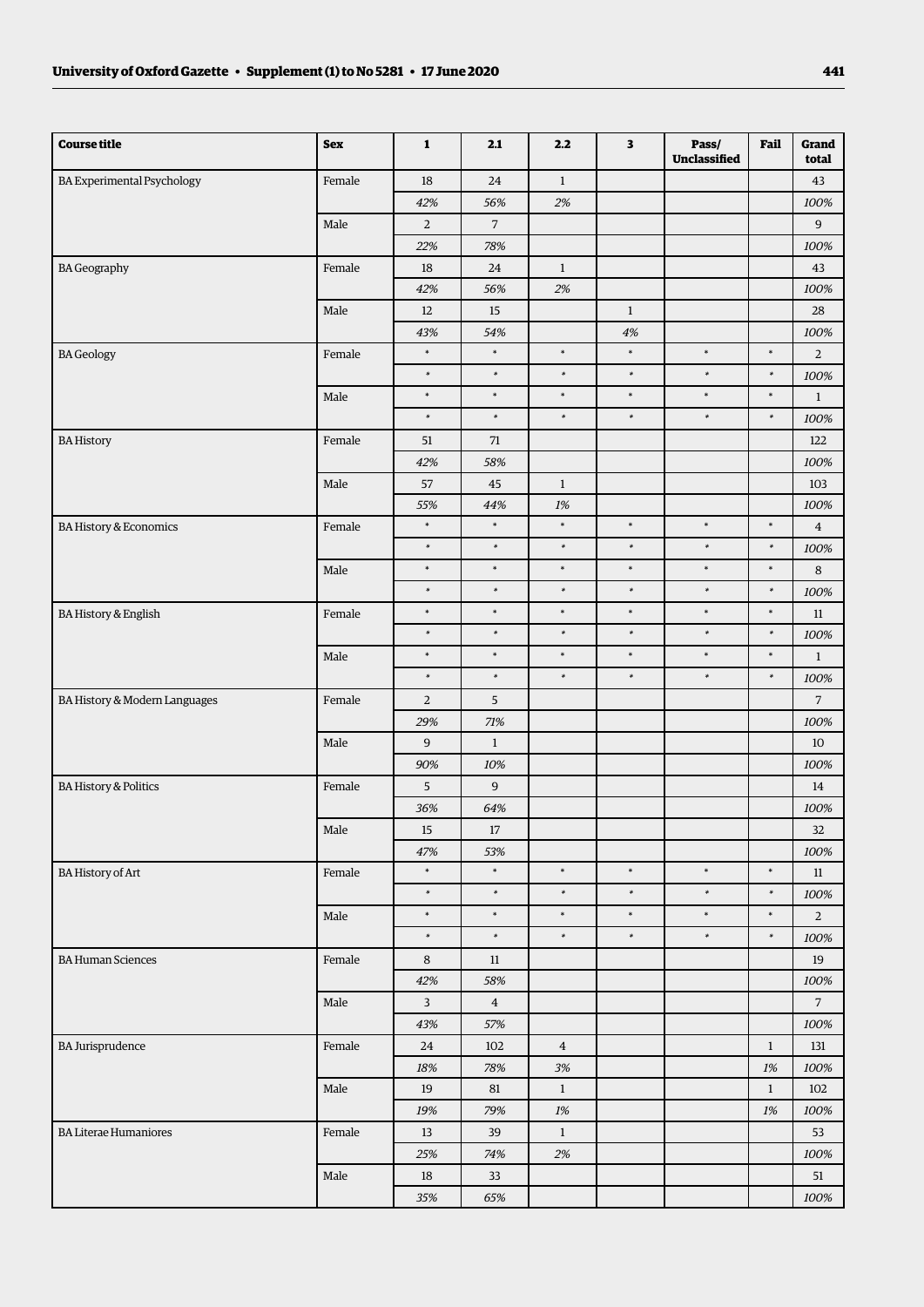| Course title | Sex | 1 | 2.1 | 2.2 | 3 | Pass/ Unclassified | Fail | Grand total |
|---|---|---|---|---|---|---|---|---|
| BA Experimental Psychology | Female | 18 | 24 | 1 | | | | 43 |
| | | *42%* | *56%* | *2%* | | | | *100%* |
| | Male | 2 | 7 | | | | | 9 |
| | | *22%* | *78%* | | | | | *100%* |
| BA Geography | Female | 18 | 24 | 1 | | | | 43 |
| | | *42%* | *56%* | *2%* | | | | *100%* |
| | Male | 12 | 15 | | 1 | | | 28 |
| | | *43%* | *54%* | | *4%* | | | *100%* |
| BA Geology | Female | * | * | * | * | * | * | 2 |
| | | * | * | * | * | * | * | *100%* |
| | Male | * | * | * | * | * | * | 1 |
| | | * | * | * | * | * | * | *100%* |
| BA History | Female | 51 | 71 | | | | | 122 |
| | | *42%* | *58%* | | | | | *100%* |
| | Male | 57 | 45 | 1 | | | | 103 |
| | | *55%* | *44%* | *1%* | | | | *100%* |
| BA History & Economics | Female | * | * | * | * | * | * | 4 |
| | | * | * | * | * | * | * | *100%* |
| | Male | * | * | * | * | * | * | 8 |
| | | * | * | * | * | * | * | *100%* |
| BA History & English | Female | * | * | * | * | * | * | 11 |
| | | * | * | * | * | * | * | *100%* |
| | Male | * | * | * | * | * | * | 1 |
| | | * | * | * | * | * | * | *100%* |
| BA History & Modern Languages | Female | 2 | 5 | | | | | 7 |
| | | *29%* | *71%* | | | | | *100%* |
| | Male | 9 | 1 | | | | | 10 |
| | | *90%* | *10%* | | | | | *100%* |
| BA History & Politics | Female | 5 | 9 | | | | | 14 |
| | | *36%* | *64%* | | | | | *100%* |
| | Male | 15 | 17 | | | | | 32 |
| | | *47%* | *53%* | | | | | *100%* |
| BA History of Art | Female | * | * | * | * | * | * | 11 |
| | | * | * | * | * | * | * | *100%* |
| | Male | * | * | * | * | * | * | 2 |
| | | * | * | * | * | * | * | *100%* |
| BA Human Sciences | Female | 8 | 11 | | | | | 19 |
| | | *42%* | *58%* | | | | | *100%* |
| | Male | 3 | 4 | | | | | 7 |
| | | *43%* | *57%* | | | | | *100%* |
| BA Jurisprudence | Female | 24 | 102 | 4 | | | 1 | 131 |
| | | *18%* | *78%* | *3%* | | | *1%* | *100%* |
| | Male | 19 | 81 | 1 | | | 1 | 102 |
| | | *19%* | *79%* | *1%* | | | *1%* | *100%* |
| BA Literae Humaniores | Female | 13 | 39 | 1 | | | | 53 |
| | | *25%* | *74%* | *2%* | | | | *100%* |
| | Male | 18 | 33 | | | | | 51 |
| | | *35%* | *65%* | | | | | *100%* |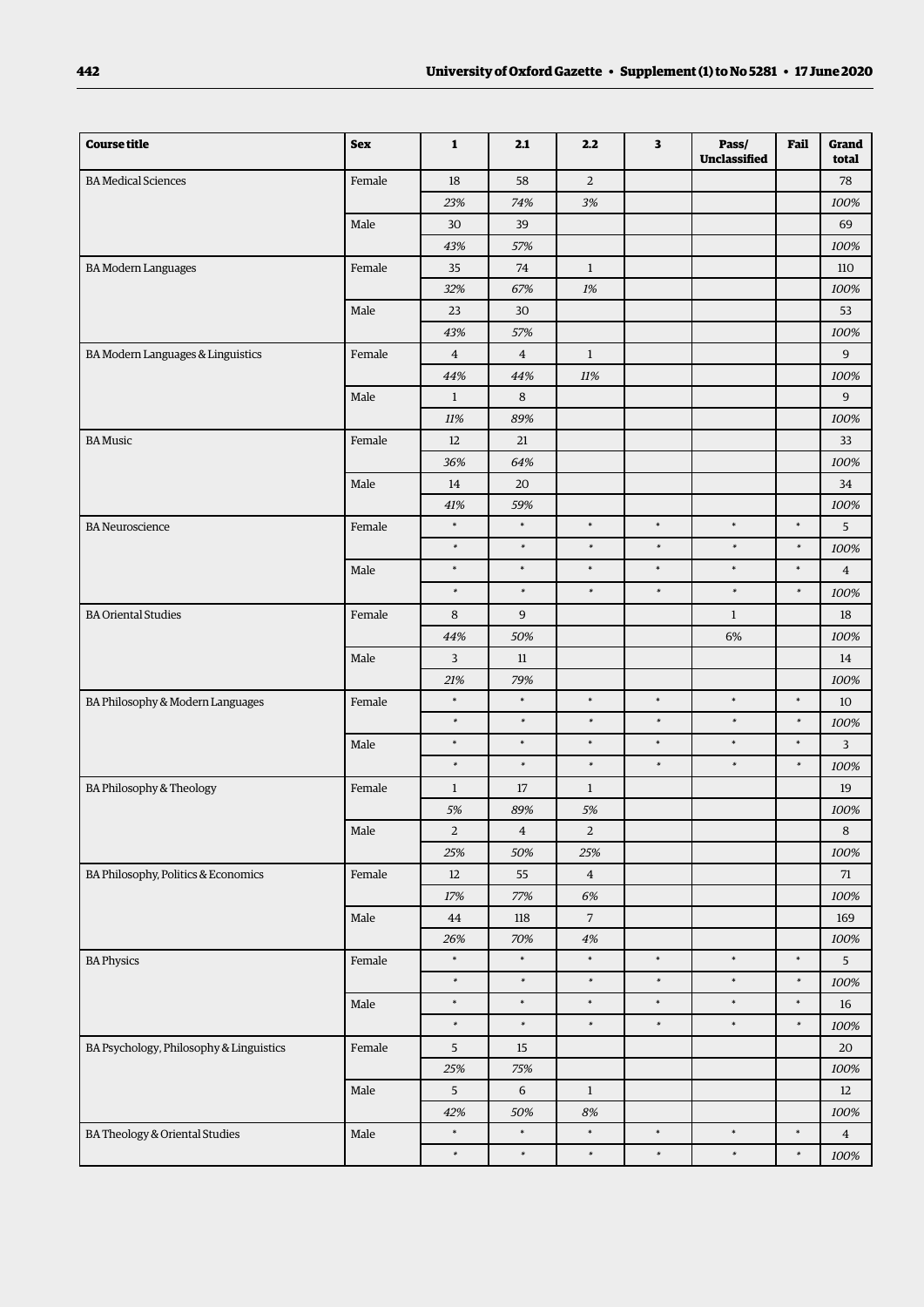| Course title | Sex | 1 | 2.1 | 2.2 | 3 | Pass/ Unclassified | Fail | Grand total |
|---|---|---|---|---|---|---|---|---|
| BA Medical Sciences | Female | 18 | 58 | 2 | | | | 78 |
| | | *23%* | *74%* | *3%* | | | | *100%* |
| | Male | 30 | 39 | | | | | 69 |
| | | *43%* | *57%* | | | | | *100%* |
| BA Modern Languages | Female | 35 | 74 | 1 | | | | 110 |
| | | *32%* | *67%* | *1%* | | | | *100%* |
| | Male | 23 | 30 | | | | | 53 |
| | | *43%* | *57%* | | | | | *100%* |
| BA Modern Languages & Linguistics | Female | 4 | 4 | 1 | | | | 9 |
| | | *44%* | *44%* | *11%* | | | | *100%* |
| | Male | 1 | 8 | | | | | 9 |
| | | *11%* | *89%* | | | | | *100%* |
| BA Music | Female | 12 | 21 | | | | | 33 |
| | | *36%* | *64%* | | | | | *100%* |
| | Male | 14 | 20 | | | | | 34 |
| | | *41%* | *59%* | | | | | *100%* |
| BA Neuroscience | Female | * | * | * | * | * | * | 5 |
| | | * | * | * | * | * | * | *100%* |
| | Male | * | * | * | * | * | * | 4 |
| | | * | * | * | * | * | * | *100%* |
| BA Oriental Studies | Female | 8 | 9 | | | 1 | | 18 |
| | | *44%* | *50%* | | | 6% | | *100%* |
| | Male | 3 | 11 | | | | | 14 |
| | | *21%* | *79%* | | | | | *100%* |
| BA Philosophy & Modern Languages | Female | * | * | * | * | * | * | 10 |
| | | * | * | * | * | * | * | *100%* |
| | Male | * | * | * | * | * | * | 3 |
| | | * | * | * | * | * | * | *100%* |
| BA Philosophy & Theology | Female | 1 | 17 | 1 | | | | 19 |
| | | *5%* | *89%* | *5%* | | | | *100%* |
| | Male | 2 | 4 | 2 | | | | 8 |
| | | *25%* | *50%* | *25%* | | | | *100%* |
| BA Philosophy, Politics & Economics | Female | 12 | 55 | 4 | | | | 71 |
| | | *17%* | *77%* | *6%* | | | | *100%* |
| | Male | 44 | 118 | 7 | | | | 169 |
| | | *26%* | *70%* | *4%* | | | | *100%* |
| BA Physics | Female | * | * | * | * | * | * | 5 |
| | | * | * | * | * | * | * | *100%* |
| | Male | * | * | * | * | * | * | 16 |
| | | * | * | * | * | * | * | *100%* |
| BA Psychology, Philosophy & Linguistics | Female | 5 | 15 | | | | | 20 |
| | | *25%* | *75%* | | | | | *100%* |
| | Male | 5 | 6 | 1 | | | | 12 |
| | | *42%* | *50%* | *8%* | | | | *100%* |
| BA Theology & Oriental Studies | Male | * | * | * | * | * | * | 4 |
| | | * | * | * | * | * | * | *100%* |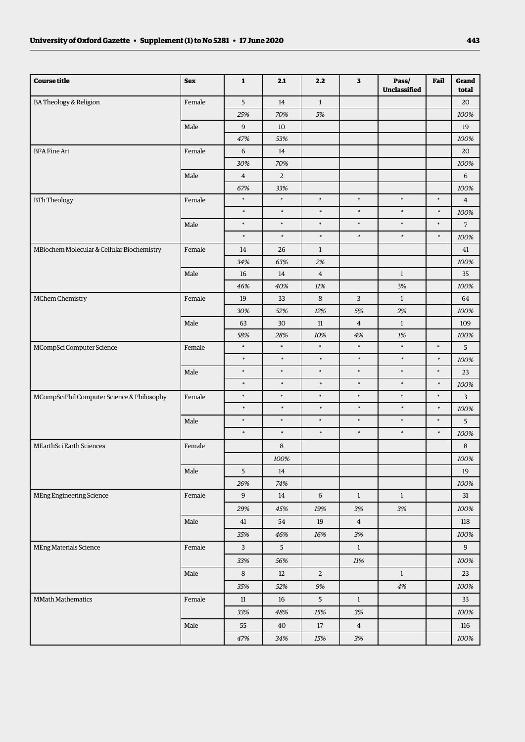| Course title | Sex | 1 | 2.1 | 2.2 | 3 | Pass/ Unclassified | Fail | Grand total |
|---|---|---|---|---|---|---|---|---|
| BA Theology & Religion | Female | 5 | 14 | 1 | | | | 20 |
| | | *25%* | *70%* | *5%* | | | | *100%* |
| | Male | 9 | 10 | | | | | 19 |
| | | *47%* | *53%* | | | | | *100%* |
| BFA Fine Art | Female | 6 | 14 | | | | | 20 |
| | | *30%* | *70%* | | | | | *100%* |
| | Male | 4 | 2 | | | | | 6 |
| | | *67%* | *33%* | | | | | *100%* |
| BTh Theology | Female | * | * | * | * | * | * | 4 |
| | | * | * | * | * | * | * | *100%* |
| | Male | * | * | * | * | * | * | 7 |
| | | * | * | * | * | * | * | *100%* |
| MBiochem Molecular & Cellular Biochemistry | Female | 14 | 26 | 1 | | | | 41 |
| | | *34%* | *63%* | *2%* | | | | *100%* |
| | Male | 16 | 14 | 4 | | 1 | | 35 |
| | | *46%* | *40%* | *11%* | | 3% | | *100%* |
| MChem Chemistry | Female | 19 | 33 | 8 | 3 | 1 | | 64 |
| | | *30%* | *52%* | *12%* | *5%* | *2%* | | *100%* |
| | Male | 63 | 30 | 11 | 4 | 1 | | 109 |
| | | *58%* | *28%* | *10%* | *4%* | *1%* | | *100%* |
| MCompSci Computer Science | Female | * | * | * | * | * | * | 5 |
| | | * | * | * | * | * | * | *100%* |
| | Male | * | * | * | * | * | * | 23 |
| | | * | * | * | * | * | * | *100%* |
| MCompSciPhil Computer Science & Philosophy | Female | * | * | * | * | * | * | 3 |
| | | * | * | * | * | * | * | *100%* |
| | Male | * | * | * | * | * | * | 5 |
| | | * | * | * | * | * | * | *100%* |
| MEarthSci Earth Sciences | Female | | 8 | | | | | 8 |
| | | | *100%* | | | | | *100%* |
| | Male | 5 | 14 | | | | | 19 |
| | | *26%* | *74%* | | | | | *100%* |
| MEng Engineering Science | Female | 9 | 14 | 6 | 1 | 1 | | 31 |
| | | *29%* | *45%* | *19%* | *3%* | *3%* | | *100%* |
| | Male | 41 | 54 | 19 | 4 | | | 118 |
| | | *35%* | *46%* | *16%* | *3%* | | | *100%* |
| MEng Materials Science | Female | 3 | 5 | | 1 | | | 9 |
| | | *33%* | *56%* | | *11%* | | | *100%* |
| | Male | 8 | 12 | 2 | | 1 | | 23 |
| | | *35%* | *52%* | *9%* | | *4%* | | *100%* |
| MMath Mathematics | Female | 11 | 16 | 5 | 1 | | | 33 |
| | | *33%* | *48%* | *15%* | *3%* | | | *100%* |
| | Male | 55 | 40 | 17 | 4 | | | 116 |
| | | *47%* | *34%* | *15%* | *3%* | | | *100%* |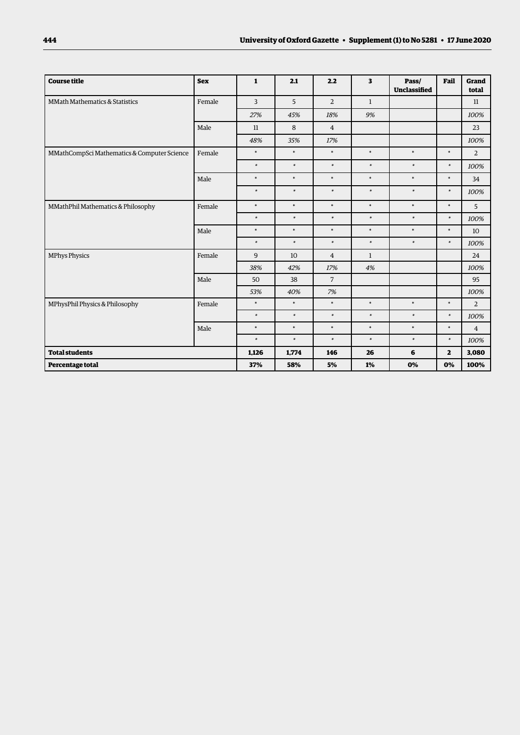| Course title | Sex | 1 | 2.1 | 2.2 | 3 | Pass/ Unclassified | Fail | Grand total |
|---|---|---|---|---|---|---|---|---|
| MMath Mathematics & Statistics | Female | 3 | 5 | 2 | 1 | | | 11 |
| | | *27%* | *45%* | *18%* | *9%* | | | *100%* |
| | Male | 11 | 8 | 4 | | | | 23 |
| | | *48%* | *35%* | *17%* | | | | *100%* |
| MMathCompSci Mathematics & Computer Science | Female | * | * | * | * | * | * | 2 |
| | | * | * | * | * | * | * | *100%* |
| | Male | * | * | * | * | * | * | 34 |
| | | * | * | * | * | * | * | *100%* |
| MMathPhil Mathematics & Philosophy | Female | * | * | * | * | * | * | 5 |
| | | * | * | * | * | * | * | *100%* |
| | Male | * | * | * | * | * | * | 10 |
| | | * | * | * | * | * | * | *100%* |
| MPhys Physics | Female | 9 | 10 | 4 | 1 | | | 24 |
| | | *38%* | *42%* | *17%* | *4%* | | | *100%* |
| | Male | 50 | 38 | 7 | | | | 95 |
| | | *53%* | *40%* | *7%* | | | | *100%* |
| MPhysPhil Physics & Philosophy | Female | * | * | * | * | * | * | 2 |
| | | * | * | * | * | * | * | *100%* |
| | Male | * | * | * | * | * | * | 4 |
| | | * | * | * | * | * | * | *100%* |
| **Total students** | | **1,126** | **1,774** | **146** | **26** | **6** | **2** | **3,080** |
| **Percentage total** | | **37%** | **58%** | **5%** | **1%** | **0%** | **0%** | **100%** |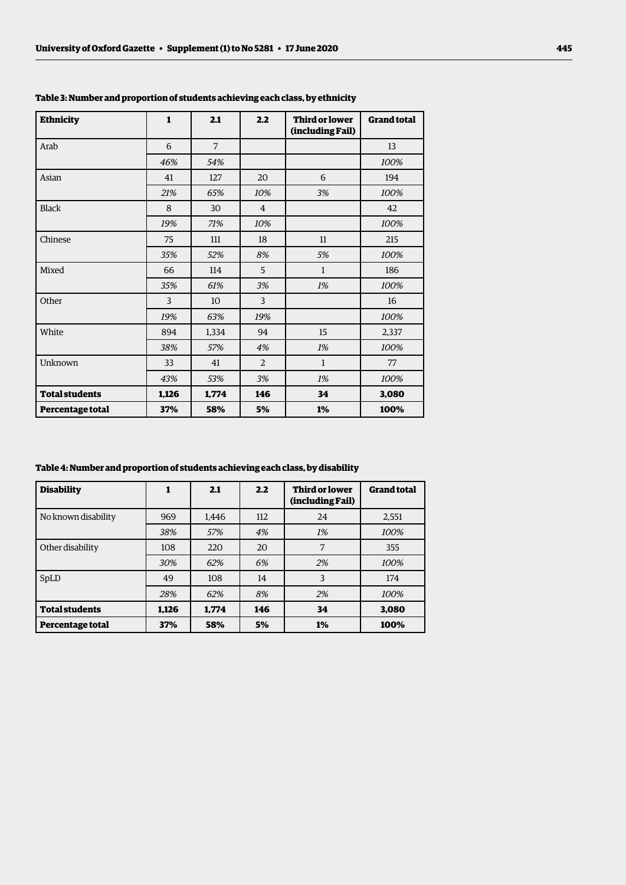**Table 3: Number and proportion of students achieving each class, by ethnicity**

| Ethnicity | 1 | 2.1 | 2.2 | Third or lower (including Fail) | Grand total |
|---|---|---|---|---|---|
| Arab | 6 | 7 | | | 13 |
| | *46%* | *54%* | | | *100%* |
| Asian | 41 | 127 | 20 | 6 | 194 |
| | *21%* | *65%* | *10%* | *3%* | *100%* |
| Black | 8 | 30 | 4 | | 42 |
| | *19%* | *71%* | *10%* | | *100%* |
| Chinese | 75 | 111 | 18 | 11 | 215 |
| | *35%* | *52%* | *8%* | *5%* | *100%* |
| Mixed | 66 | 114 | 5 | 1 | 186 |
| | *35%* | *61%* | *3%* | *1%* | *100%* |
| Other | 3 | 10 | 3 | | 16 |
| | *19%* | *63%* | *19%* | | *100%* |
| White | 894 | 1,334 | 94 | 15 | 2,337 |
| | *38%* | *57%* | *4%* | *1%* | *100%* |
| Unknown | 33 | 41 | 2 | 1 | 77 |
| | *43%* | *53%* | *3%* | *1%* | *100%* |
| **Total students** | **1,126** | **1,774** | **146** | **34** | **3,080** |
| **Percentage total** | **37%** | **58%** | **5%** | **1%** | **100%** |

**Table 4: Number and proportion of students achieving each class, by disability**

| Disability | 1 | 2.1 | 2.2 | Third or lower (including Fail) | Grand total |
|---|---|---|---|---|---|
| No known disability | 969 | 1,446 | 112 | 24 | 2,551 |
| | *38%* | *57%* | *4%* | *1%* | *100%* |
| Other disability | 108 | 220 | 20 | 7 | 355 |
| | *30%* | *62%* | *6%* | *2%* | *100%* |
| SpLD | 49 | 108 | 14 | 3 | 174 |
| | *28%* | *62%* | *8%* | *2%* | *100%* |
| **Total students** | **1,126** | **1,774** | **146** | **34** | **3,080** |
| **Percentage total** | **37%** | **58%** | **5%** | **1%** | **100%** |